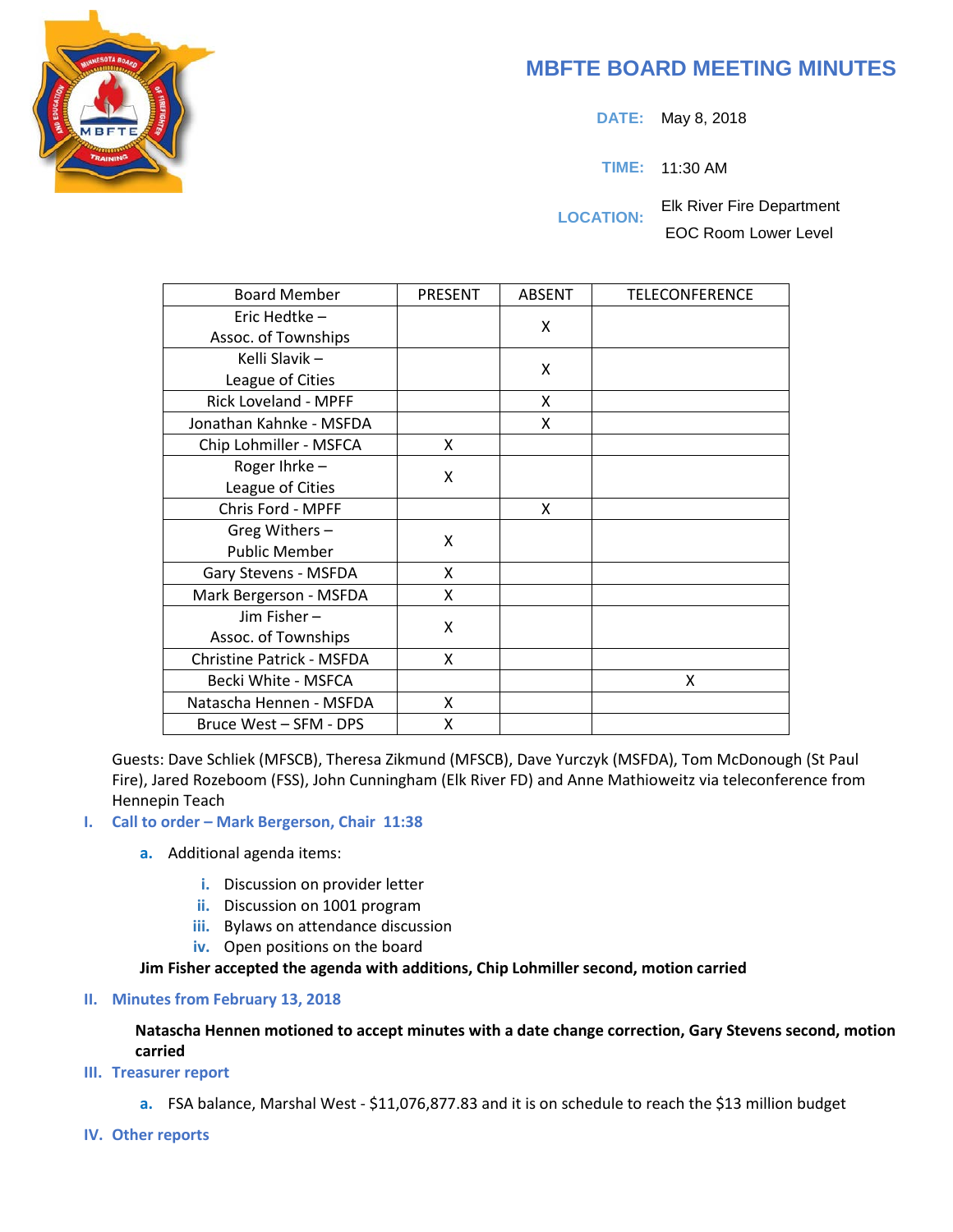# MBFTE BOARD MEETING MINUTES

**DATE:** May 8, 2018

**TIME:** 11:30 AM

**LOCATION:** Elk River Fire Department
EOC Room Lower Level

| Board Member | PRESENT | ABSENT | TELECONFERENCE |
|---|---|---|---|
| Eric Hedtke – Assoc. of Townships | | X | |
| Kelli Slavik – League of Cities | | X | |
| Rick Loveland - MPFF | | X | |
| Jonathan Kahnke - MSFDA | | X | |
| Chip Lohmiller - MSFCA | X | | |
| Roger Ihrke – League of Cities | X | | |
| Chris Ford - MPFF | | X | |
| Greg Withers – Public Member | X | | |
| Gary Stevens - MSFDA | X | | |
| Mark Bergerson - MSFDA | X | | |
| Jim Fisher – Assoc. of Townships | X | | |
| Christine Patrick - MSFDA | X | | |
| Becki White - MSFCA | | | X |
| Natascha Hennen - MSFDA | X | | |
| Bruce West – SFM - DPS | X | | |

Guests: Dave Schliek (MFSCB), Theresa Zikmund (MFSCB), Dave Yurczyk (MSFDA), Tom McDonough (St Paul Fire), Jared Rozeboom (FSS), John Cunningham (Elk River FD) and Anne Mathioweitz via teleconference from Hennepin Teach

## I. Call to order – Mark Bergerson, Chair 11:38

a. Additional agenda items:

   i. Discussion on provider letter
   ii. Discussion on 1001 program
   iii. Bylaws on attendance discussion
   iv. Open positions on the board

**Jim Fisher accepted the agenda with additions, Chip Lohmiller second, motion carried**

## II. Minutes from February 13, 2018

**Natascha Hennen motioned to accept minutes with a date change correction, Gary Stevens second, motion carried**

## III. Treasurer report

a. FSA balance, Marshal West - $11,076,877.83 and it is on schedule to reach the $13 million budget

## IV. Other reports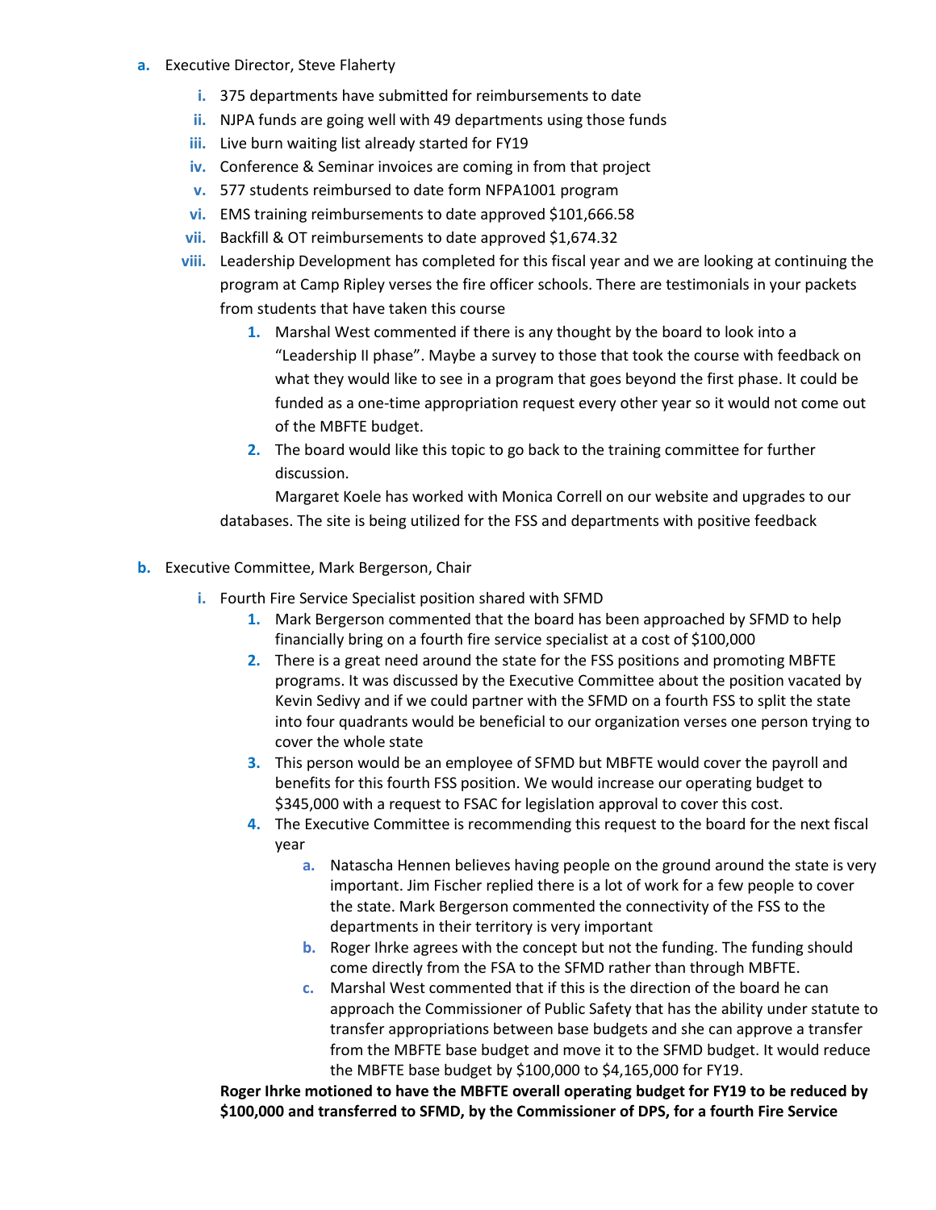a. Executive Director, Steve Flaherty

   i. 375 departments have submitted for reimbursements to date

   ii. NJPA funds are going well with 49 departments using those funds

   iii. Live burn waiting list already started for FY19

   iv. Conference & Seminar invoices are coming in from that project

   v. 577 students reimbursed to date form NFPA1001 program

   vi. EMS training reimbursements to date approved $101,666.58

   vii. Backfill & OT reimbursements to date approved $1,674.32

   viii. Leadership Development has completed for this fiscal year and we are looking at continuing the program at Camp Ripley verses the fire officer schools. There are testimonials in your packets from students that have taken this course

      1. Marshal West commented if there is any thought by the board to look into a "Leadership II phase". Maybe a survey to those that took the course with feedback on what they would like to see in a program that goes beyond the first phase. It could be funded as a one-time appropriation request every other year so it would not come out of the MBFTE budget.

      2. The board would like this topic to go back to the training committee for further discussion.

   Margaret Koele has worked with Monica Correll on our website and upgrades to our databases. The site is being utilized for the FSS and departments with positive feedback

b. Executive Committee, Mark Bergerson, Chair

   i. Fourth Fire Service Specialist position shared with SFMD

      1. Mark Bergerson commented that the board has been approached by SFMD to help financially bring on a fourth fire service specialist at a cost of $100,000

      2. There is a great need around the state for the FSS positions and promoting MBFTE programs. It was discussed by the Executive Committee about the position vacated by Kevin Sedivy and if we could partner with the SFMD on a fourth FSS to split the state into four quadrants would be beneficial to our organization verses one person trying to cover the whole state

      3. This person would be an employee of SFMD but MBFTE would cover the payroll and benefits for this fourth FSS position. We would increase our operating budget to $345,000 with a request to FSAC for legislation approval to cover this cost.

      4. The Executive Committee is recommending this request to the board for the next fiscal year

         a. Natascha Hennen believes having people on the ground around the state is very important. Jim Fischer replied there is a lot of work for a few people to cover the state. Mark Bergerson commented the connectivity of the FSS to the departments in their territory is very important

         b. Roger Ihrke agrees with the concept but not the funding. The funding should come directly from the FSA to the SFMD rather than through MBFTE.

         c. Marshal West commented that if this is the direction of the board he can approach the Commissioner of Public Safety that has the ability under statute to transfer appropriations between base budgets and she can approve a transfer from the MBFTE base budget and move it to the SFMD budget. It would reduce the MBFTE base budget by $100,000 to $4,165,000 for FY19.

   **Roger Ihrke motioned to have the MBFTE overall operating budget for FY19 to be reduced by $100,000 and transferred to SFMD, by the Commissioner of DPS, for a fourth Fire Service**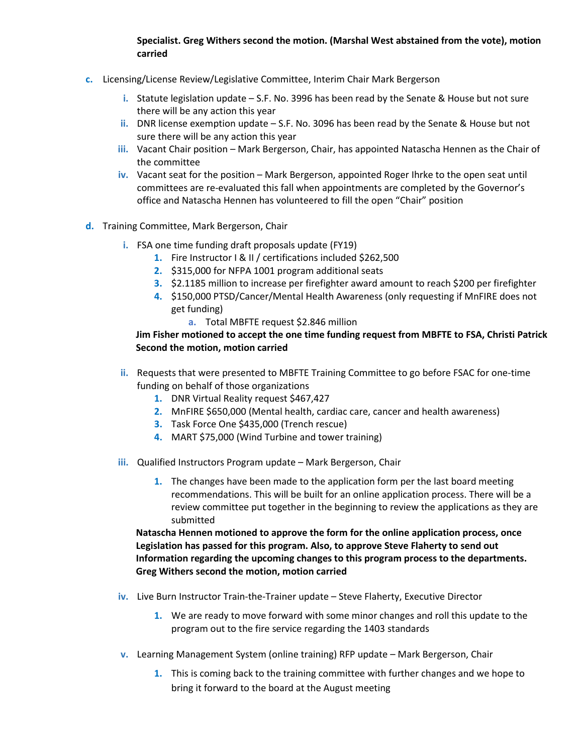**Specialist. Greg Withers second the motion. (Marshal West abstained from the vote), motion carried**

c. Licensing/License Review/Legislative Committee, Interim Chair Mark Bergerson

   i. Statute legislation update – S.F. No. 3996 has been read by the Senate & House but not sure there will be any action this year
   ii. DNR license exemption update – S.F. No. 3096 has been read by the Senate & House but not sure there will be any action this year
   iii. Vacant Chair position – Mark Bergerson, Chair, has appointed Natascha Hennen as the Chair of the committee
   iv. Vacant seat for the position – Mark Bergerson, appointed Roger Ihrke to the open seat until committees are re-evaluated this fall when appointments are completed by the Governor's office and Natascha Hennen has volunteered to fill the open "Chair" position

d. Training Committee, Mark Bergerson, Chair

   i. FSA one time funding draft proposals update (FY19)
      1. Fire Instructor I & II / certifications included $262,500
      2. $315,000 for NFPA 1001 program additional seats
      3. $2.1185 million to increase per firefighter award amount to reach $200 per firefighter
      4. $150,000 PTSD/Cancer/Mental Health Awareness (only requesting if MnFIRE does not get funding)
         a. Total MBFTE request $2.846 million

   **Jim Fisher motioned to accept the one time funding request from MBFTE to FSA, Christi Patrick Second the motion, motion carried**

   ii. Requests that were presented to MBFTE Training Committee to go before FSAC for one-time funding on behalf of those organizations
      1. DNR Virtual Reality request $467,427
      2. MnFIRE $650,000 (Mental health, cardiac care, cancer and health awareness)
      3. Task Force One $435,000 (Trench rescue)
      4. MART $75,000 (Wind Turbine and tower training)

   iii. Qualified Instructors Program update – Mark Bergerson, Chair
      1. The changes have been made to the application form per the last board meeting recommendations. This will be built for an online application process. There will be a review committee put together in the beginning to review the applications as they are submitted

   **Natascha Hennen motioned to approve the form for the online application process, once Legislation has passed for this program. Also, to approve Steve Flaherty to send out Information regarding the upcoming changes to this program process to the departments. Greg Withers second the motion, motion carried**

   iv. Live Burn Instructor Train-the-Trainer update – Steve Flaherty, Executive Director
      1. We are ready to move forward with some minor changes and roll this update to the program out to the fire service regarding the 1403 standards

   v. Learning Management System (online training) RFP update – Mark Bergerson, Chair
      1. This is coming back to the training committee with further changes and we hope to bring it forward to the board at the August meeting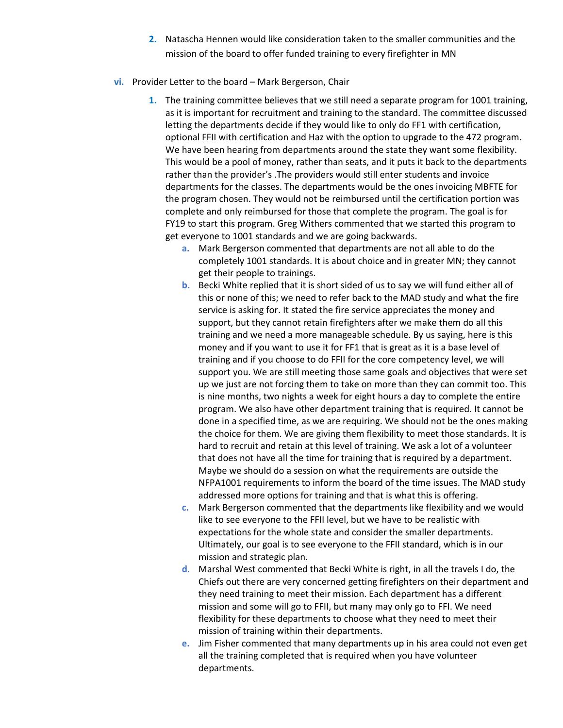2. Natascha Hennen would like consideration taken to the smaller communities and the mission of the board to offer funded training to every firefighter in MN

vi. Provider Letter to the board – Mark Bergerson, Chair

1. The training committee believes that we still need a separate program for 1001 training, as it is important for recruitment and training to the standard. The committee discussed letting the departments decide if they would like to only do FF1 with certification, optional FFII with certification and Haz with the option to upgrade to the 472 program. We have been hearing from departments around the state they want some flexibility. This would be a pool of money, rather than seats, and it puts it back to the departments rather than the provider's .The providers would still enter students and invoice departments for the classes. The departments would be the ones invoicing MBFTE for the program chosen. They would not be reimbursed until the certification portion was complete and only reimbursed for those that complete the program. The goal is for FY19 to start this program. Greg Withers commented that we started this program to get everyone to 1001 standards and we are going backwards.
    a. Mark Bergerson commented that departments are not all able to do the completely 1001 standards. It is about choice and in greater MN; they cannot get their people to trainings.
    b. Becki White replied that it is short sided of us to say we will fund either all of this or none of this; we need to refer back to the MAD study and what the fire service is asking for. It stated the fire service appreciates the money and support, but they cannot retain firefighters after we make them do all this training and we need a more manageable schedule. By us saying, here is this money and if you want to use it for FF1 that is great as it is a base level of training and if you choose to do FFII for the core competency level, we will support you. We are still meeting those same goals and objectives that were set up we just are not forcing them to take on more than they can commit too. This is nine months, two nights a week for eight hours a day to complete the entire program. We also have other department training that is required. It cannot be done in a specified time, as we are requiring. We should not be the ones making the choice for them. We are giving them flexibility to meet those standards. It is hard to recruit and retain at this level of training. We ask a lot of a volunteer that does not have all the time for training that is required by a department. Maybe we should do a session on what the requirements are outside the NFPA1001 requirements to inform the board of the time issues. The MAD study addressed more options for training and that is what this is offering.
    c. Mark Bergerson commented that the departments like flexibility and we would like to see everyone to the FFII level, but we have to be realistic with expectations for the whole state and consider the smaller departments. Ultimately, our goal is to see everyone to the FFII standard, which is in our mission and strategic plan.
    d. Marshal West commented that Becki White is right, in all the travels I do, the Chiefs out there are very concerned getting firefighters on their department and they need training to meet their mission. Each department has a different mission and some will go to FFII, but many may only go to FFI. We need flexibility for these departments to choose what they need to meet their mission of training within their departments.
    e. Jim Fisher commented that many departments up in his area could not even get all the training completed that is required when you have volunteer departments.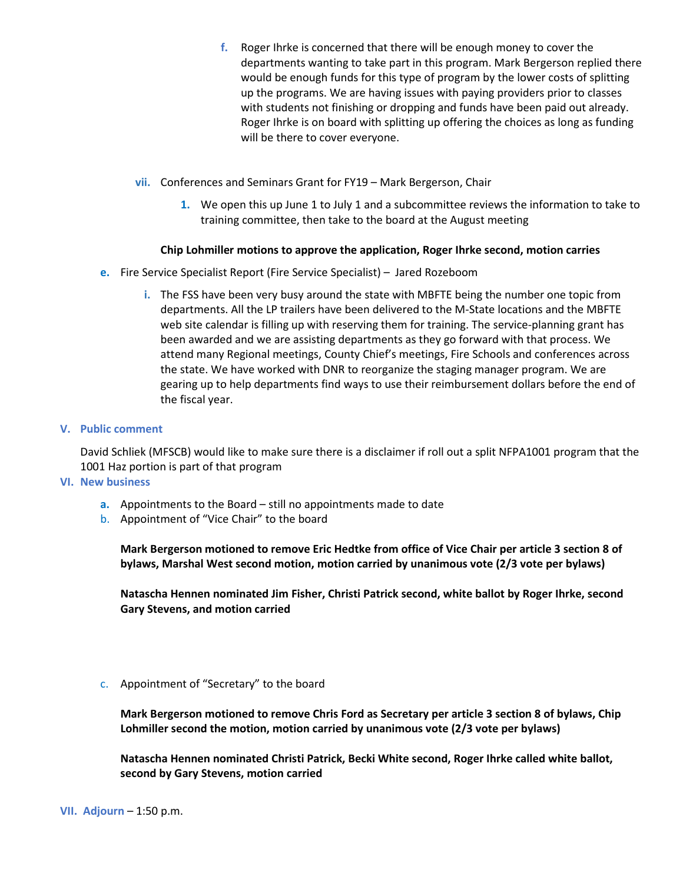f. Roger Ihrke is concerned that there will be enough money to cover the departments wanting to take part in this program. Mark Bergerson replied there would be enough funds for this type of program by the lower costs of splitting up the programs. We are having issues with paying providers prior to classes with students not finishing or dropping and funds have been paid out already. Roger Ihrke is on board with splitting up offering the choices as long as funding will be there to cover everyone.

vii. Conferences and Seminars Grant for FY19 – Mark Bergerson, Chair

1. We open this up June 1 to July 1 and a subcommittee reviews the information to take to training committee, then take to the board at the August meeting

**Chip Lohmiller motions to approve the application, Roger Ihrke second, motion carries**

e. Fire Service Specialist Report (Fire Service Specialist) – Jared Rozeboom

i. The FSS have been very busy around the state with MBFTE being the number one topic from departments. All the LP trailers have been delivered to the M-State locations and the MBFTE web site calendar is filling up with reserving them for training. The service-planning grant has been awarded and we are assisting departments as they go forward with that process. We attend many Regional meetings, County Chief's meetings, Fire Schools and conferences across the state. We have worked with DNR to reorganize the staging manager program. We are gearing up to help departments find ways to use their reimbursement dollars before the end of the fiscal year.

## V. Public comment

David Schliek (MFSCB) would like to make sure there is a disclaimer if roll out a split NFPA1001 program that the 1001 Haz portion is part of that program

## VI. New business

a. Appointments to the Board – still no appointments made to date

b. Appointment of "Vice Chair" to the board

**Mark Bergerson motioned to remove Eric Hedtke from office of Vice Chair per article 3 section 8 of bylaws, Marshal West second motion, motion carried by unanimous vote (2/3 vote per bylaws)**

**Natascha Hennen nominated Jim Fisher, Christi Patrick second, white ballot by Roger Ihrke, second Gary Stevens, and motion carried**

c. Appointment of "Secretary" to the board

**Mark Bergerson motioned to remove Chris Ford as Secretary per article 3 section 8 of bylaws, Chip Lohmiller second the motion, motion carried by unanimous vote (2/3 vote per bylaws)**

**Natascha Hennen nominated Christi Patrick, Becki White second, Roger Ihrke called white ballot, second by Gary Stevens, motion carried**

## VII. Adjourn – 1:50 p.m.